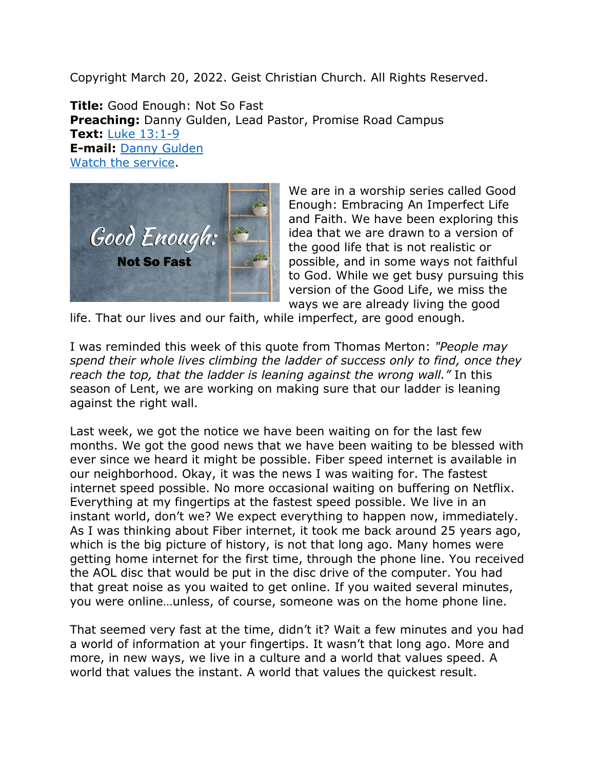Copyright March 20, 2022. Geist Christian Church. All Rights Reserved.

**Title:** Good Enough: Not So Fast
**Preaching:** Danny Gulden, Lead Pastor, Promise Road Campus
**Text:** Luke 13:1-9
**E-mail:** Danny Gulden
Watch the service.

We are in a worship series called Good Enough: Embracing An Imperfect Life and Faith. We have been exploring this idea that we are drawn to a version of the good life that is not realistic or possible, and in some ways not faithful to God. While we get busy pursuing this version of the Good Life, we miss the ways we are already living the good life. That our lives and our faith, while imperfect, are good enough.

I was reminded this week of this quote from Thomas Merton: *"People may spend their whole lives climbing the ladder of success only to find, once they reach the top, that the ladder is leaning against the wrong wall."* In this season of Lent, we are working on making sure that our ladder is leaning against the right wall.

Last week, we got the notice we have been waiting on for the last few months. We got the good news that we have been waiting to be blessed with ever since we heard it might be possible. Fiber speed internet is available in our neighborhood. Okay, it was the news I was waiting for. The fastest internet speed possible. No more occasional waiting on buffering on Netflix. Everything at my fingertips at the fastest speed possible. We live in an instant world, don't we? We expect everything to happen now, immediately. As I was thinking about Fiber internet, it took me back around 25 years ago, which is the big picture of history, is not that long ago. Many homes were getting home internet for the first time, through the phone line. You received the AOL disc that would be put in the disc drive of the computer. You had that great noise as you waited to get online. If you waited several minutes, you were online…unless, of course, someone was on the home phone line.

That seemed very fast at the time, didn't it? Wait a few minutes and you had a world of information at your fingertips. It wasn't that long ago. More and more, in new ways, we live in a culture and a world that values speed. A world that values the instant. A world that values the quickest result.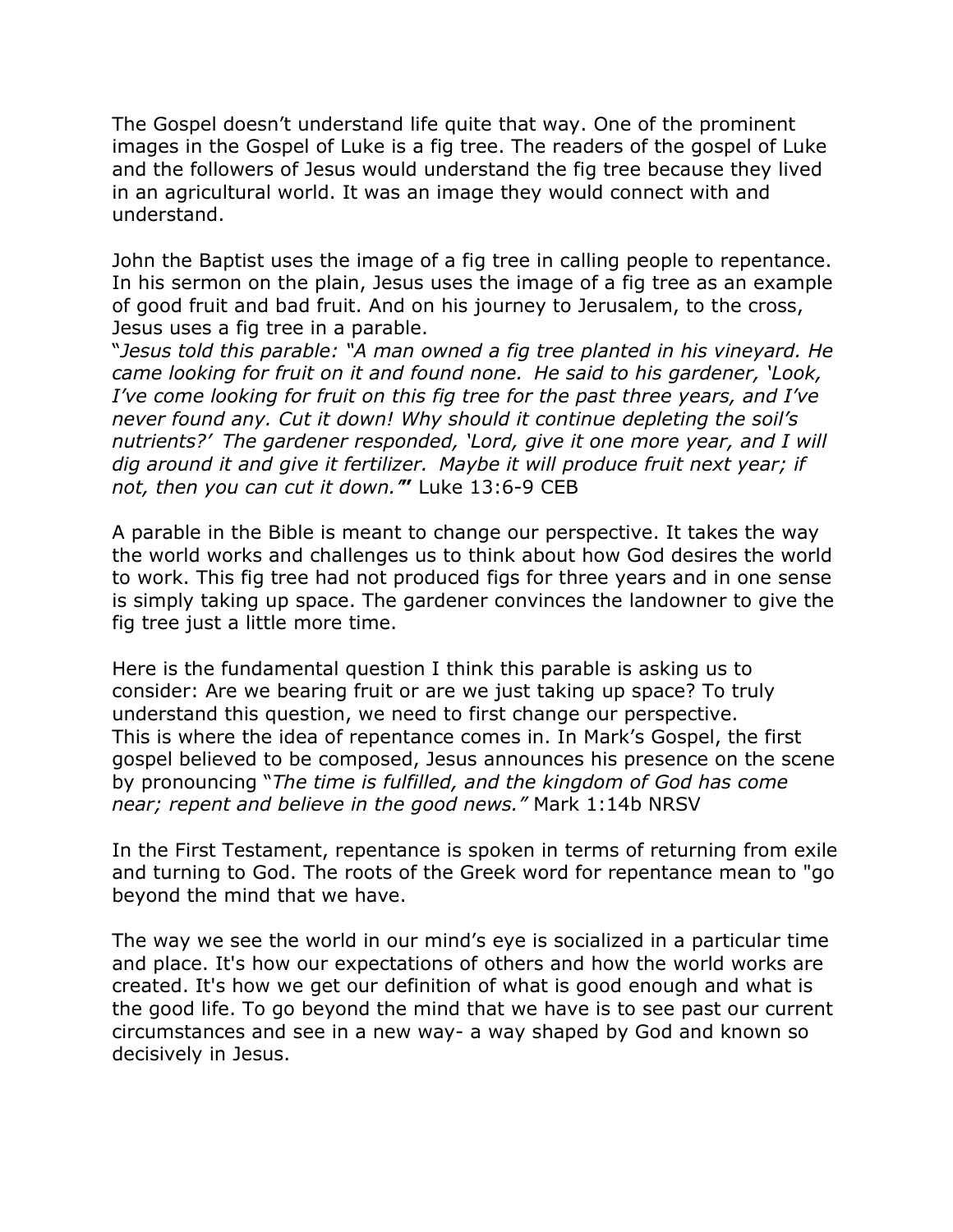The Gospel doesn't understand life quite that way. One of the prominent images in the Gospel of Luke is a fig tree. The readers of the gospel of Luke and the followers of Jesus would understand the fig tree because they lived in an agricultural world. It was an image they would connect with and understand.

John the Baptist uses the image of a fig tree in calling people to repentance. In his sermon on the plain, Jesus uses the image of a fig tree as an example of good fruit and bad fruit. And on his journey to Jerusalem, to the cross, Jesus uses a fig tree in a parable.
"*Jesus told this parable: "A man owned a fig tree planted in his vineyard. He came looking for fruit on it and found none. He said to his gardener, 'Look, I've come looking for fruit on this fig tree for the past three years, and I've never found any. Cut it down! Why should it continue depleting the soil's nutrients?' The gardener responded, 'Lord, give it one more year, and I will dig around it and give it fertilizer. Maybe it will produce fruit next year; if not, then you can cut it down.'"*" Luke 13:6-9 CEB

A parable in the Bible is meant to change our perspective. It takes the way the world works and challenges us to think about how God desires the world to work. This fig tree had not produced figs for three years and in one sense is simply taking up space. The gardener convinces the landowner to give the fig tree just a little more time.

Here is the fundamental question I think this parable is asking us to consider: Are we bearing fruit or are we just taking up space? To truly understand this question, we need to first change our perspective.
This is where the idea of repentance comes in. In Mark's Gospel, the first gospel believed to be composed, Jesus announces his presence on the scene by pronouncing "*The time is fulfilled, and the kingdom of God has come near; repent and believe in the good news."* Mark 1:14b NRSV

In the First Testament, repentance is spoken in terms of returning from exile and turning to God. The roots of the Greek word for repentance mean to "go beyond the mind that we have.

The way we see the world in our mind's eye is socialized in a particular time and place. It's how our expectations of others and how the world works are created. It's how we get our definition of what is good enough and what is the good life. To go beyond the mind that we have is to see past our current circumstances and see in a new way- a way shaped by God and known so decisively in Jesus.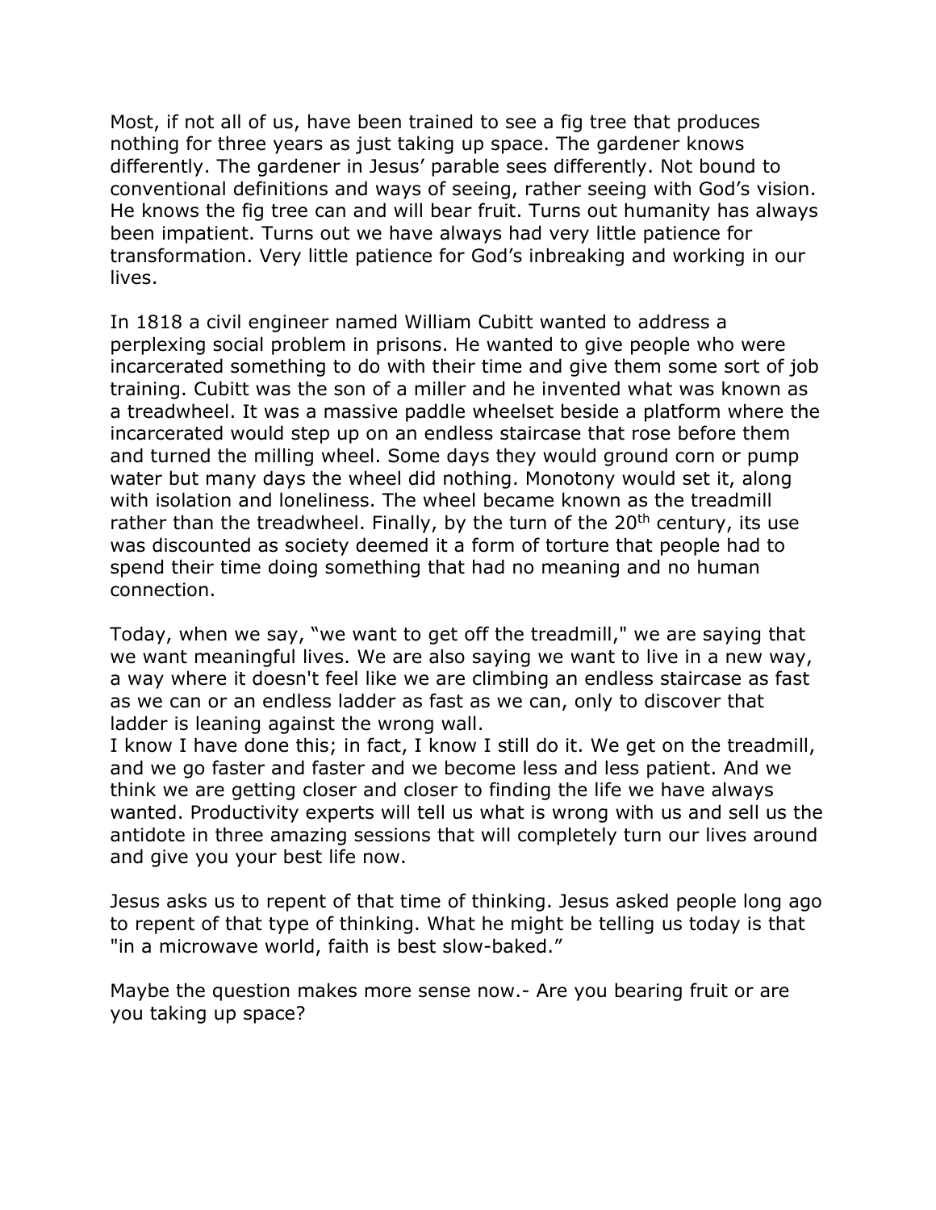Most, if not all of us, have been trained to see a fig tree that produces nothing for three years as just taking up space. The gardener knows differently. The gardener in Jesus' parable sees differently. Not bound to conventional definitions and ways of seeing, rather seeing with God's vision. He knows the fig tree can and will bear fruit. Turns out humanity has always been impatient. Turns out we have always had very little patience for transformation. Very little patience for God's inbreaking and working in our lives.

In 1818 a civil engineer named William Cubitt wanted to address a perplexing social problem in prisons. He wanted to give people who were incarcerated something to do with their time and give them some sort of job training. Cubitt was the son of a miller and he invented what was known as a treadwheel. It was a massive paddle wheelset beside a platform where the incarcerated would step up on an endless staircase that rose before them and turned the milling wheel. Some days they would ground corn or pump water but many days the wheel did nothing. Monotony would set it, along with isolation and loneliness. The wheel became known as the treadmill rather than the treadwheel. Finally, by the turn of the 20th century, its use was discounted as society deemed it a form of torture that people had to spend their time doing something that had no meaning and no human connection.

Today, when we say, "we want to get off the treadmill," we are saying that we want meaningful lives. We are also saying we want to live in a new way, a way where it doesn't feel like we are climbing an endless staircase as fast as we can or an endless ladder as fast as we can, only to discover that ladder is leaning against the wrong wall.
I know I have done this; in fact, I know I still do it. We get on the treadmill, and we go faster and faster and we become less and less patient. And we think we are getting closer and closer to finding the life we have always wanted. Productivity experts will tell us what is wrong with us and sell us the antidote in three amazing sessions that will completely turn our lives around and give you your best life now.

Jesus asks us to repent of that time of thinking. Jesus asked people long ago to repent of that type of thinking. What he might be telling us today is that "in a microwave world, faith is best slow-baked."

Maybe the question makes more sense now.- Are you bearing fruit or are you taking up space?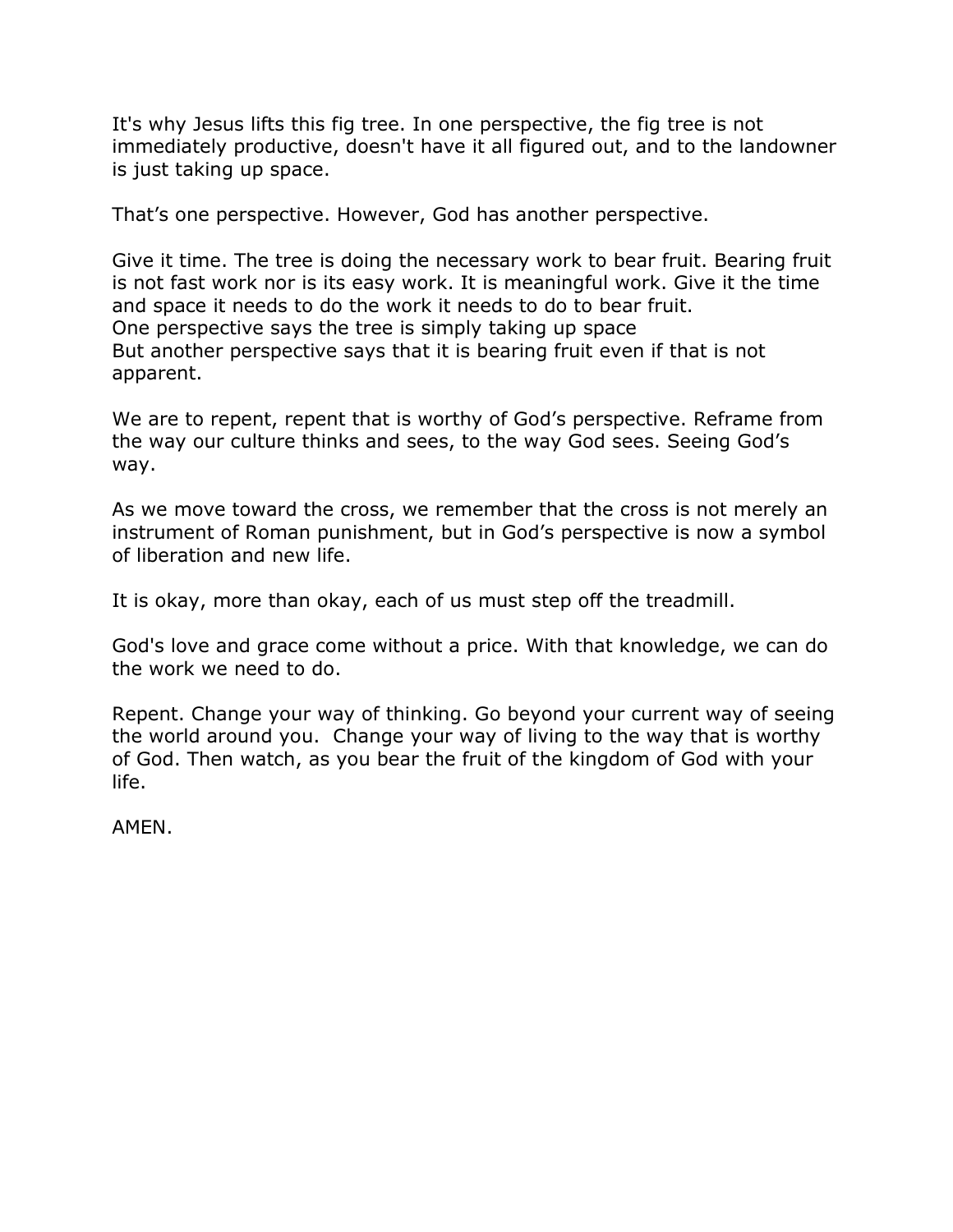It's why Jesus lifts this fig tree. In one perspective, the fig tree is not immediately productive, doesn't have it all figured out, and to the landowner is just taking up space.

That’s one perspective. However, God has another perspective.

Give it time. The tree is doing the necessary work to bear fruit. Bearing fruit is not fast work nor is its easy work. It is meaningful work. Give it the time and space it needs to do the work it needs to do to bear fruit.
One perspective says the tree is simply taking up space
But another perspective says that it is bearing fruit even if that is not apparent.

We are to repent, repent that is worthy of God’s perspective. Reframe from the way our culture thinks and sees, to the way God sees. Seeing God’s way.

As we move toward the cross, we remember that the cross is not merely an instrument of Roman punishment, but in God’s perspective is now a symbol of liberation and new life.

It is okay, more than okay, each of us must step off the treadmill.

God's love and grace come without a price. With that knowledge, we can do the work we need to do.

Repent. Change your way of thinking. Go beyond your current way of seeing the world around you.  Change your way of living to the way that is worthy of God. Then watch, as you bear the fruit of the kingdom of God with your life.

AMEN.